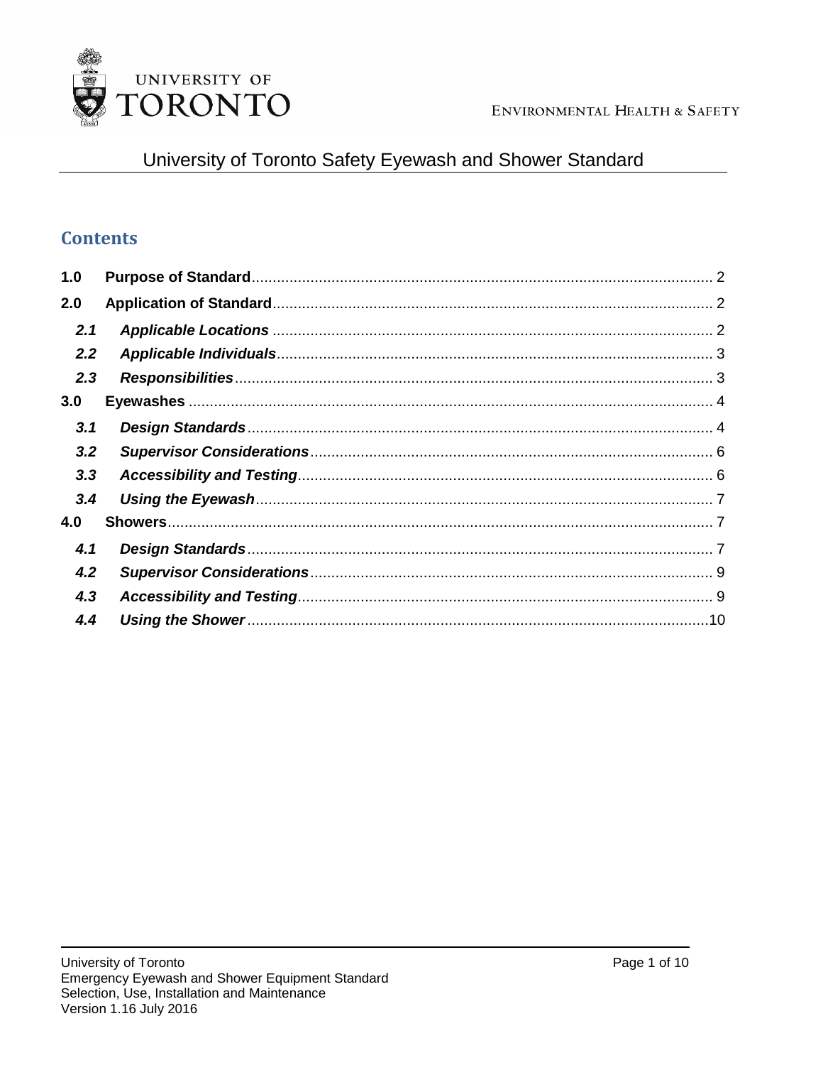UNIVERSITY OF TORONTO

ENVIRONMENTAL HEALTH & SAFETY

# University of Toronto Safety Eyewash and Shower Standard

## Contents

| | | |
|---|---|---|
| **1.0** | **Purpose of Standard** | 2 |
| **2.0** | **Application of Standard** | 2 |
| ***2.1*** | ***Applicable Locations*** | 2 |
| ***2.2*** | ***Applicable Individuals*** | 3 |
| ***2.3*** | ***Responsibilities*** | 3 |
| **3.0** | **Eyewashes** | 4 |
| ***3.1*** | ***Design Standards*** | 4 |
| ***3.2*** | ***Supervisor Considerations*** | 6 |
| ***3.3*** | ***Accessibility and Testing*** | 6 |
| ***3.4*** | ***Using the Eyewash*** | 7 |
| **4.0** | **Showers** | 7 |
| ***4.1*** | ***Design Standards*** | 7 |
| ***4.2*** | ***Supervisor Considerations*** | 9 |
| ***4.3*** | ***Accessibility and Testing*** | 9 |
| ***4.4*** | ***Using the Shower*** | 10 |

University of Toronto
Emergency Eyewash and Shower Equipment Standard
Selection, Use, Installation and Maintenance
Version 1.16 July 2016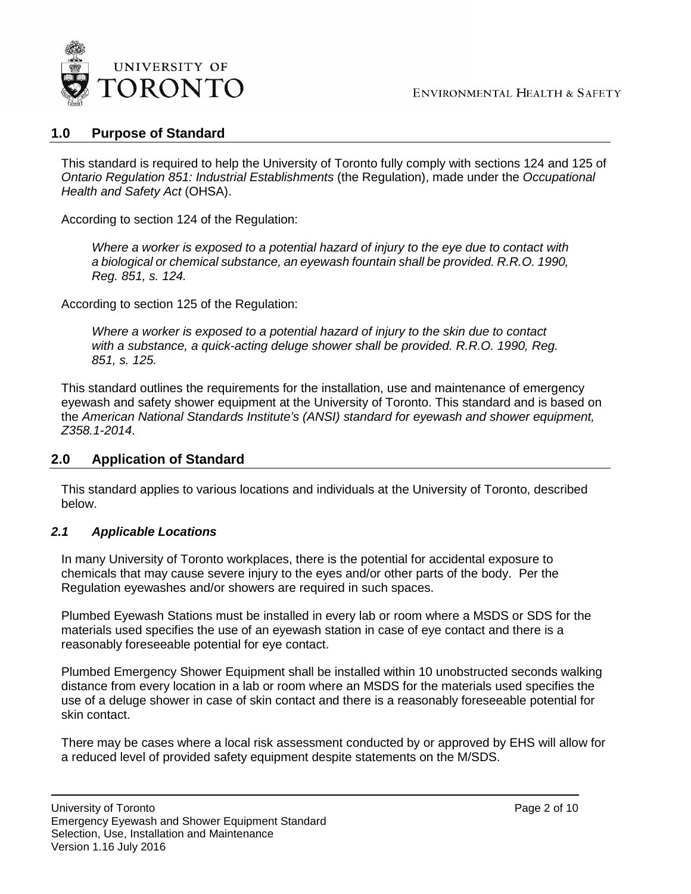## 1.0 Purpose of Standard

This standard is required to help the University of Toronto fully comply with sections 124 and 125 of *Ontario Regulation 851: Industrial Establishments* (the Regulation), made under the *Occupational Health and Safety Act* (OHSA).

According to section 124 of the Regulation:

> *Where a worker is exposed to a potential hazard of injury to the eye due to contact with a biological or chemical substance, an eyewash fountain shall be provided. R.R.O. 1990, Reg. 851, s. 124.*

According to section 125 of the Regulation:

> *Where a worker is exposed to a potential hazard of injury to the skin due to contact with a substance, a quick-acting deluge shower shall be provided. R.R.O. 1990, Reg. 851, s. 125.*

This standard outlines the requirements for the installation, use and maintenance of emergency eyewash and safety shower equipment at the University of Toronto. This standard and is based on the *American National Standards Institute's (ANSI) standard for eyewash and shower equipment, Z358.1-2014*.

## 2.0 Application of Standard

This standard applies to various locations and individuals at the University of Toronto, described below.

### *2.1 Applicable Locations*

In many University of Toronto workplaces, there is the potential for accidental exposure to chemicals that may cause severe injury to the eyes and/or other parts of the body. Per the Regulation eyewashes and/or showers are required in such spaces.

Plumbed Eyewash Stations must be installed in every lab or room where a MSDS or SDS for the materials used specifies the use of an eyewash station in case of eye contact and there is a reasonably foreseeable potential for eye contact.

Plumbed Emergency Shower Equipment shall be installed within 10 unobstructed seconds walking distance from every location in a lab or room where an MSDS for the materials used specifies the use of a deluge shower in case of skin contact and there is a reasonably foreseeable potential for skin contact.

There may be cases where a local risk assessment conducted by or approved by EHS will allow for a reduced level of provided safety equipment despite statements on the M/SDS.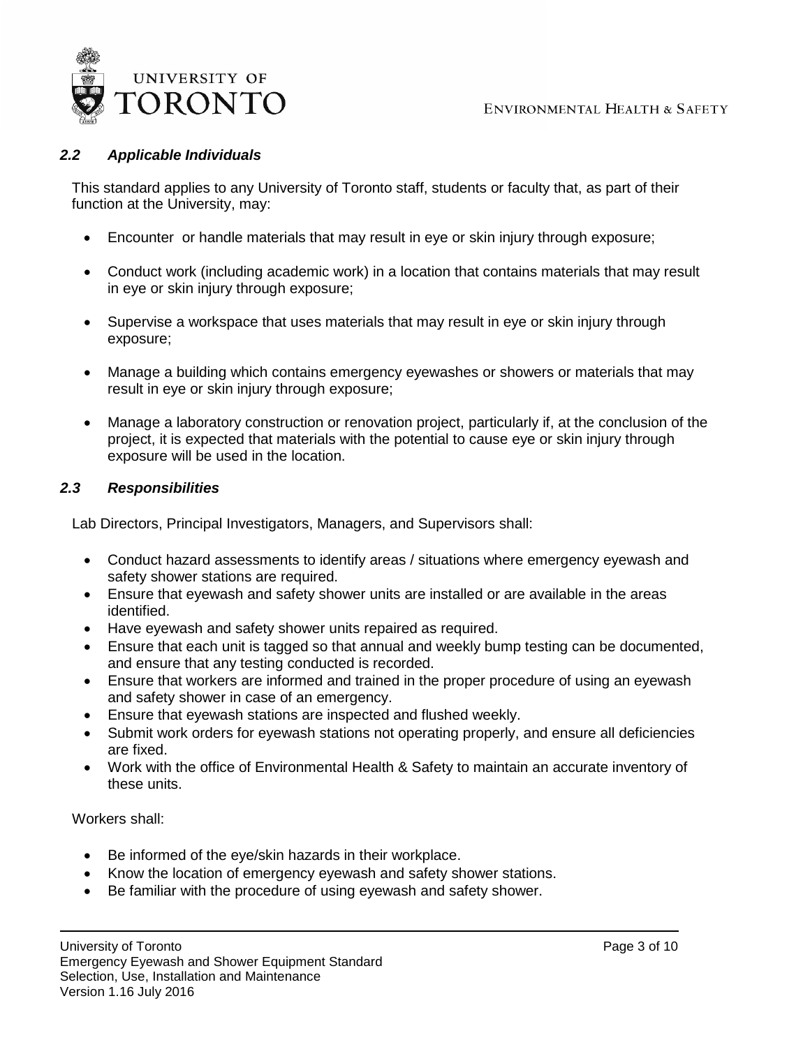### *2.2 Applicable Individuals*

This standard applies to any University of Toronto staff, students or faculty that, as part of their function at the University, may:

- Encounter or handle materials that may result in eye or skin injury through exposure;
- Conduct work (including academic work) in a location that contains materials that may result in eye or skin injury through exposure;
- Supervise a workspace that uses materials that may result in eye or skin injury through exposure;
- Manage a building which contains emergency eyewashes or showers or materials that may result in eye or skin injury through exposure;
- Manage a laboratory construction or renovation project, particularly if, at the conclusion of the project, it is expected that materials with the potential to cause eye or skin injury through exposure will be used in the location.

### *2.3 Responsibilities*

Lab Directors, Principal Investigators, Managers, and Supervisors shall:

- Conduct hazard assessments to identify areas / situations where emergency eyewash and safety shower stations are required.
- Ensure that eyewash and safety shower units are installed or are available in the areas identified.
- Have eyewash and safety shower units repaired as required.
- Ensure that each unit is tagged so that annual and weekly bump testing can be documented, and ensure that any testing conducted is recorded.
- Ensure that workers are informed and trained in the proper procedure of using an eyewash and safety shower in case of an emergency.
- Ensure that eyewash stations are inspected and flushed weekly.
- Submit work orders for eyewash stations not operating properly, and ensure all deficiencies are fixed.
- Work with the office of Environmental Health & Safety to maintain an accurate inventory of these units.

Workers shall:

- Be informed of the eye/skin hazards in their workplace.
- Know the location of emergency eyewash and safety shower stations.
- Be familiar with the procedure of using eyewash and safety shower.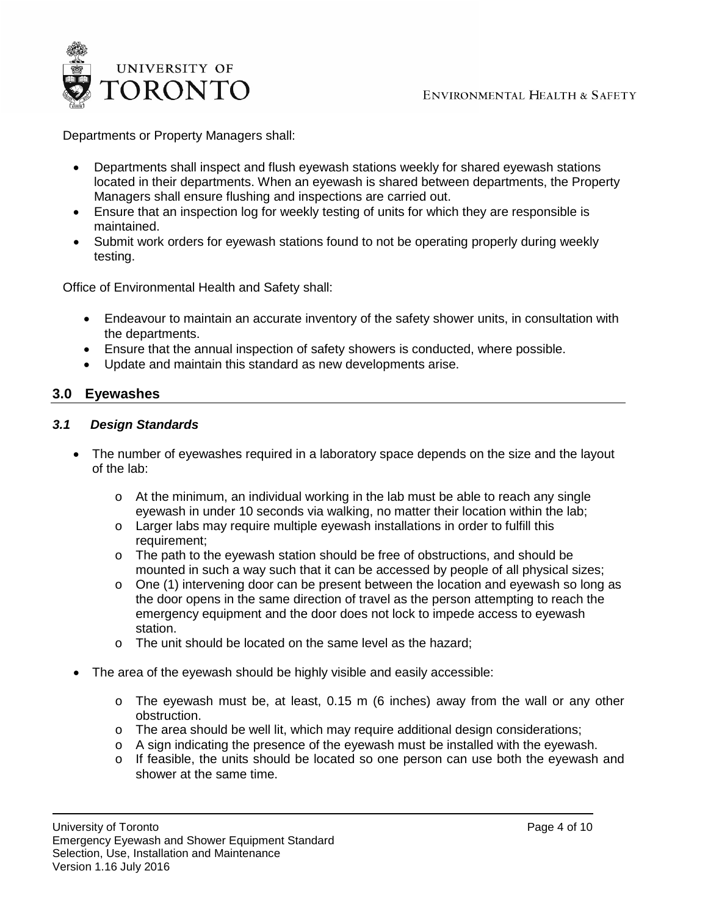Departments or Property Managers shall:

- Departments shall inspect and flush eyewash stations weekly for shared eyewash stations located in their departments. When an eyewash is shared between departments, the Property Managers shall ensure flushing and inspections are carried out.
- Ensure that an inspection log for weekly testing of units for which they are responsible is maintained.
- Submit work orders for eyewash stations found to not be operating properly during weekly testing.

Office of Environmental Health and Safety shall:

- Endeavour to maintain an accurate inventory of the safety shower units, in consultation with the departments.
- Ensure that the annual inspection of safety showers is conducted, where possible.
- Update and maintain this standard as new developments arise.

## 3.0 Eyewashes

### *3.1 Design Standards*

- The number of eyewashes required in a laboratory space depends on the size and the layout of the lab:
    - At the minimum, an individual working in the lab must be able to reach any single eyewash in under 10 seconds via walking, no matter their location within the lab;
    - Larger labs may require multiple eyewash installations in order to fulfill this requirement;
    - The path to the eyewash station should be free of obstructions, and should be mounted in such a way such that it can be accessed by people of all physical sizes;
    - One (1) intervening door can be present between the location and eyewash so long as the door opens in the same direction of travel as the person attempting to reach the emergency equipment and the door does not lock to impede access to eyewash station.
    - The unit should be located on the same level as the hazard;
- The area of the eyewash should be highly visible and easily accessible:
    - The eyewash must be, at least, 0.15 m (6 inches) away from the wall or any other obstruction.
    - The area should be well lit, which may require additional design considerations;
    - A sign indicating the presence of the eyewash must be installed with the eyewash.
    - If feasible, the units should be located so one person can use both the eyewash and shower at the same time.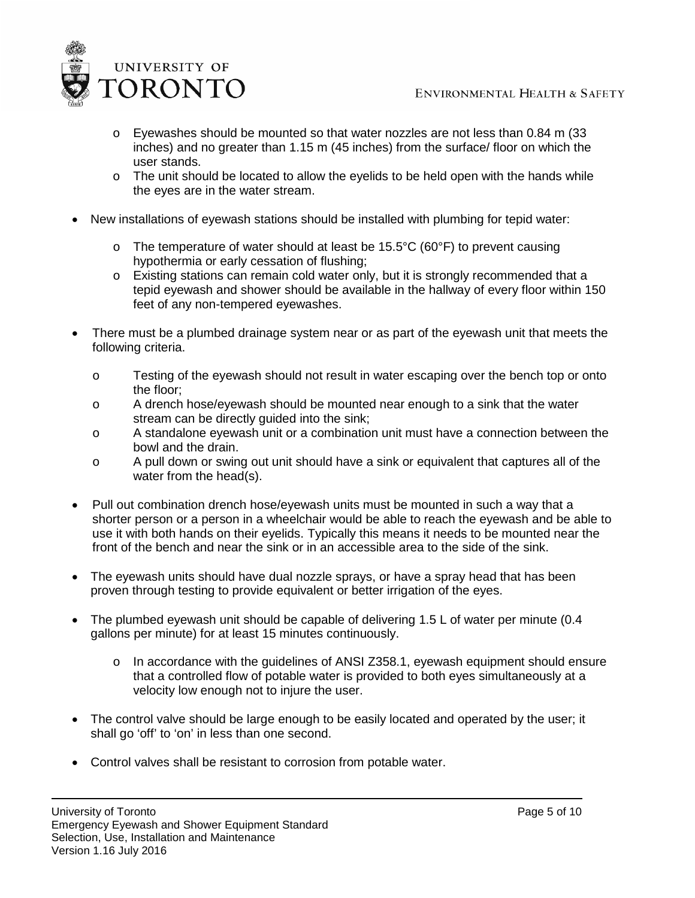- Eyewashes should be mounted so that water nozzles are not less than 0.84 m (33 inches) and no greater than 1.15 m (45 inches) from the surface/ floor on which the user stands.
  - The unit should be located to allow the eyelids to be held open with the hands while the eyes are in the water stream.

- New installations of eyewash stations should be installed with plumbing for tepid water:
  - The temperature of water should at least be 15.5°C (60°F) to prevent causing hypothermia or early cessation of flushing;
  - Existing stations can remain cold water only, but it is strongly recommended that a tepid eyewash and shower should be available in the hallway of every floor within 150 feet of any non-tempered eyewashes.

- There must be a plumbed drainage system near or as part of the eyewash unit that meets the following criteria.
  - Testing of the eyewash should not result in water escaping over the bench top or onto the floor;
  - A drench hose/eyewash should be mounted near enough to a sink that the water stream can be directly guided into the sink;
  - A standalone eyewash unit or a combination unit must have a connection between the bowl and the drain.
  - A pull down or swing out unit should have a sink or equivalent that captures all of the water from the head(s).

- Pull out combination drench hose/eyewash units must be mounted in such a way that a shorter person or a person in a wheelchair would be able to reach the eyewash and be able to use it with both hands on their eyelids. Typically this means it needs to be mounted near the front of the bench and near the sink or in an accessible area to the side of the sink.

- The eyewash units should have dual nozzle sprays, or have a spray head that has been proven through testing to provide equivalent or better irrigation of the eyes.

- The plumbed eyewash unit should be capable of delivering 1.5 L of water per minute (0.4 gallons per minute) for at least 15 minutes continuously.
  - In accordance with the guidelines of ANSI Z358.1, eyewash equipment should ensure that a controlled flow of potable water is provided to both eyes simultaneously at a velocity low enough not to injure the user.

- The control valve should be large enough to be easily located and operated by the user; it shall go 'off' to 'on' in less than one second.

- Control valves shall be resistant to corrosion from potable water.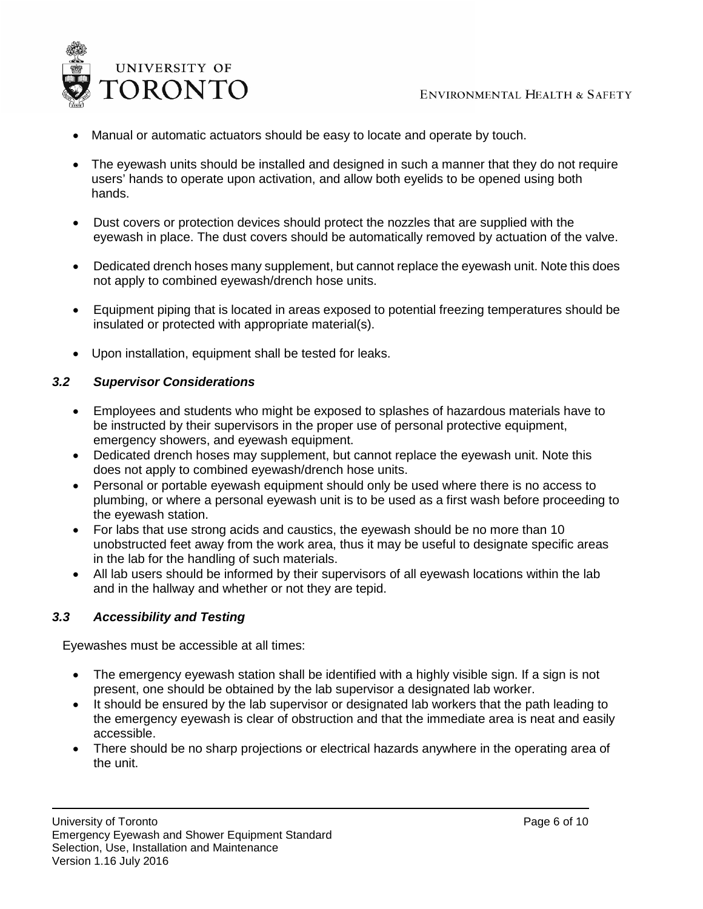- Manual or automatic actuators should be easy to locate and operate by touch.
- The eyewash units should be installed and designed in such a manner that they do not require users' hands to operate upon activation, and allow both eyelids to be opened using both hands.
- Dust covers or protection devices should protect the nozzles that are supplied with the eyewash in place. The dust covers should be automatically removed by actuation of the valve.
- Dedicated drench hoses many supplement, but cannot replace the eyewash unit. Note this does not apply to combined eyewash/drench hose units.
- Equipment piping that is located in areas exposed to potential freezing temperatures should be insulated or protected with appropriate material(s).
- Upon installation, equipment shall be tested for leaks.

### *3.2 Supervisor Considerations*

- Employees and students who might be exposed to splashes of hazardous materials have to be instructed by their supervisors in the proper use of personal protective equipment, emergency showers, and eyewash equipment.
- Dedicated drench hoses may supplement, but cannot replace the eyewash unit. Note this does not apply to combined eyewash/drench hose units.
- Personal or portable eyewash equipment should only be used where there is no access to plumbing, or where a personal eyewash unit is to be used as a first wash before proceeding to the eyewash station.
- For labs that use strong acids and caustics, the eyewash should be no more than 10 unobstructed feet away from the work area, thus it may be useful to designate specific areas in the lab for the handling of such materials.
- All lab users should be informed by their supervisors of all eyewash locations within the lab and in the hallway and whether or not they are tepid.

### *3.3 Accessibility and Testing*

Eyewashes must be accessible at all times:

- The emergency eyewash station shall be identified with a highly visible sign. If a sign is not present, one should be obtained by the lab supervisor a designated lab worker.
- It should be ensured by the lab supervisor or designated lab workers that the path leading to the emergency eyewash is clear of obstruction and that the immediate area is neat and easily accessible.
- There should be no sharp projections or electrical hazards anywhere in the operating area of the unit.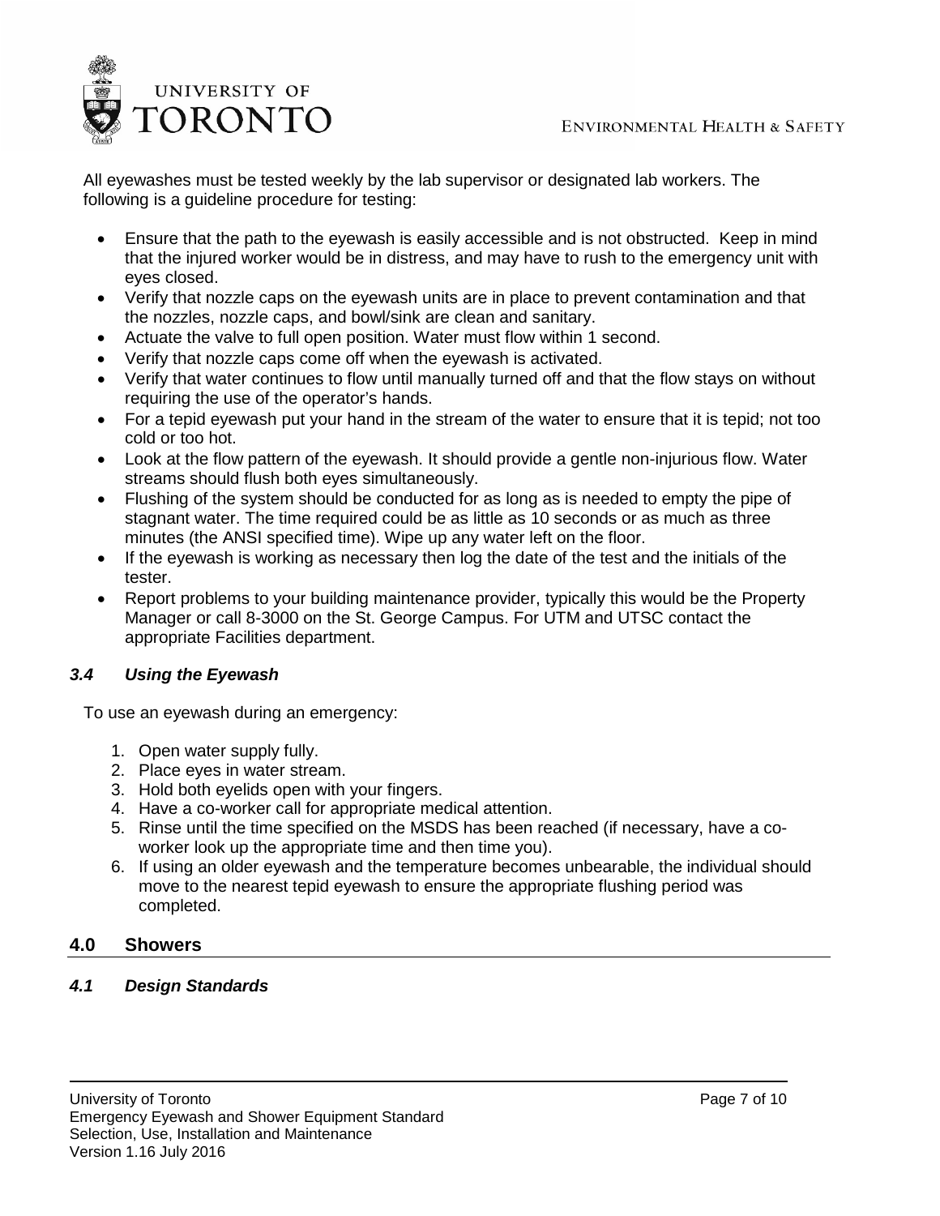All eyewashes must be tested weekly by the lab supervisor or designated lab workers. The following is a guideline procedure for testing:

- Ensure that the path to the eyewash is easily accessible and is not obstructed. Keep in mind that the injured worker would be in distress, and may have to rush to the emergency unit with eyes closed.
- Verify that nozzle caps on the eyewash units are in place to prevent contamination and that the nozzles, nozzle caps, and bowl/sink are clean and sanitary.
- Actuate the valve to full open position. Water must flow within 1 second.
- Verify that nozzle caps come off when the eyewash is activated.
- Verify that water continues to flow until manually turned off and that the flow stays on without requiring the use of the operator's hands.
- For a tepid eyewash put your hand in the stream of the water to ensure that it is tepid; not too cold or too hot.
- Look at the flow pattern of the eyewash. It should provide a gentle non-injurious flow. Water streams should flush both eyes simultaneously.
- Flushing of the system should be conducted for as long as is needed to empty the pipe of stagnant water. The time required could be as little as 10 seconds or as much as three minutes (the ANSI specified time). Wipe up any water left on the floor.
- If the eyewash is working as necessary then log the date of the test and the initials of the tester.
- Report problems to your building maintenance provider, typically this would be the Property Manager or call 8-3000 on the St. George Campus. For UTM and UTSC contact the appropriate Facilities department.

### *3.4 Using the Eyewash*

To use an eyewash during an emergency:

1. Open water supply fully.
2. Place eyes in water stream.
3. Hold both eyelids open with your fingers.
4. Have a co-worker call for appropriate medical attention.
5. Rinse until the time specified on the MSDS has been reached (if necessary, have a co-worker look up the appropriate time and then time you).
6. If using an older eyewash and the temperature becomes unbearable, the individual should move to the nearest tepid eyewash to ensure the appropriate flushing period was completed.

## 4.0 Showers

### *4.1 Design Standards*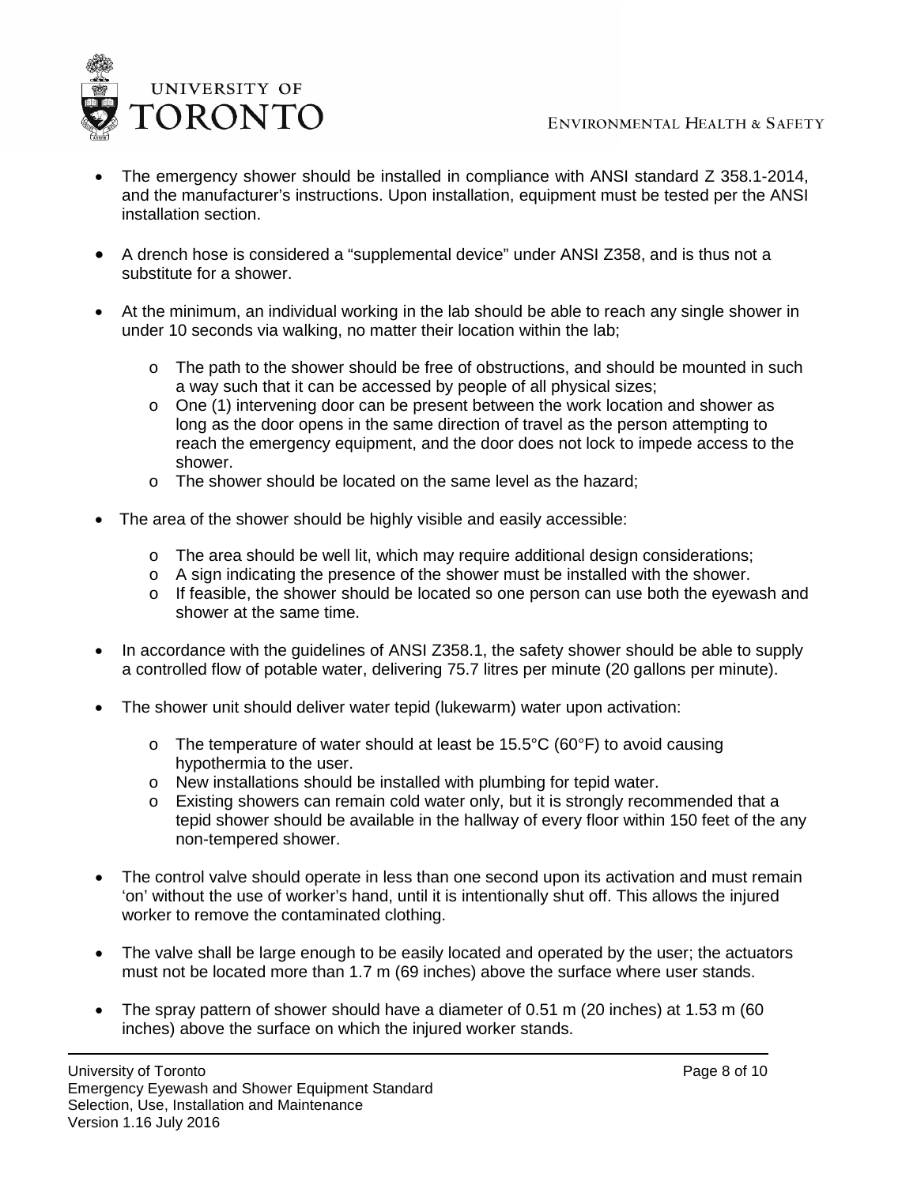- The emergency shower should be installed in compliance with ANSI standard Z 358.1-2014, and the manufacturer's instructions. Upon installation, equipment must be tested per the ANSI installation section.

- A drench hose is considered a "supplemental device" under ANSI Z358, and is thus not a substitute for a shower.

- At the minimum, an individual working in the lab should be able to reach any single shower in under 10 seconds via walking, no matter their location within the lab;

    - The path to the shower should be free of obstructions, and should be mounted in such a way such that it can be accessed by people of all physical sizes;
    - One (1) intervening door can be present between the work location and shower as long as the door opens in the same direction of travel as the person attempting to reach the emergency equipment, and the door does not lock to impede access to the shower.
    - The shower should be located on the same level as the hazard;

- The area of the shower should be highly visible and easily accessible:

    - The area should be well lit, which may require additional design considerations;
    - A sign indicating the presence of the shower must be installed with the shower.
    - If feasible, the shower should be located so one person can use both the eyewash and shower at the same time.

- In accordance with the guidelines of ANSI Z358.1, the safety shower should be able to supply a controlled flow of potable water, delivering 75.7 litres per minute (20 gallons per minute).

- The shower unit should deliver water tepid (lukewarm) water upon activation:

    - The temperature of water should at least be 15.5°C (60°F) to avoid causing hypothermia to the user.
    - New installations should be installed with plumbing for tepid water.
    - Existing showers can remain cold water only, but it is strongly recommended that a tepid shower should be available in the hallway of every floor within 150 feet of the any non-tempered shower.

- The control valve should operate in less than one second upon its activation and must remain 'on' without the use of worker's hand, until it is intentionally shut off. This allows the injured worker to remove the contaminated clothing.

- The valve shall be large enough to be easily located and operated by the user; the actuators must not be located more than 1.7 m (69 inches) above the surface where user stands.

- The spray pattern of shower should have a diameter of 0.51 m (20 inches) at 1.53 m (60 inches) above the surface on which the injured worker stands.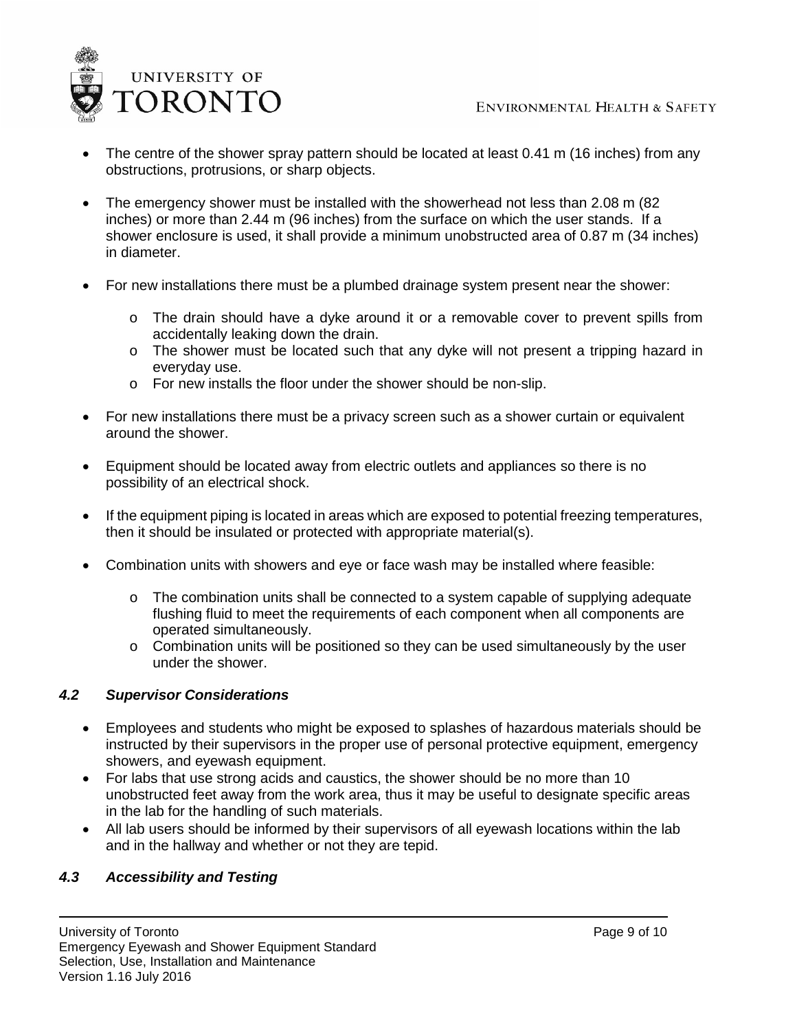- The centre of the shower spray pattern should be located at least 0.41 m (16 inches) from any obstructions, protrusions, or sharp objects.

- The emergency shower must be installed with the showerhead not less than 2.08 m (82 inches) or more than 2.44 m (96 inches) from the surface on which the user stands. If a shower enclosure is used, it shall provide a minimum unobstructed area of 0.87 m (34 inches) in diameter.

- For new installations there must be a plumbed drainage system present near the shower:

  - The drain should have a dyke around it or a removable cover to prevent spills from accidentally leaking down the drain.
  - The shower must be located such that any dyke will not present a tripping hazard in everyday use.
  - For new installs the floor under the shower should be non-slip.

- For new installations there must be a privacy screen such as a shower curtain or equivalent around the shower.

- Equipment should be located away from electric outlets and appliances so there is no possibility of an electrical shock.

- If the equipment piping is located in areas which are exposed to potential freezing temperatures, then it should be insulated or protected with appropriate material(s).

- Combination units with showers and eye or face wash may be installed where feasible:

  - The combination units shall be connected to a system capable of supplying adequate flushing fluid to meet the requirements of each component when all components are operated simultaneously.
  - Combination units will be positioned so they can be used simultaneously by the user under the shower.

### *4.2 Supervisor Considerations*

- Employees and students who might be exposed to splashes of hazardous materials should be instructed by their supervisors in the proper use of personal protective equipment, emergency showers, and eyewash equipment.
- For labs that use strong acids and caustics, the shower should be no more than 10 unobstructed feet away from the work area, thus it may be useful to designate specific areas in the lab for the handling of such materials.
- All lab users should be informed by their supervisors of all eyewash locations within the lab and in the hallway and whether or not they are tepid.

### *4.3 Accessibility and Testing*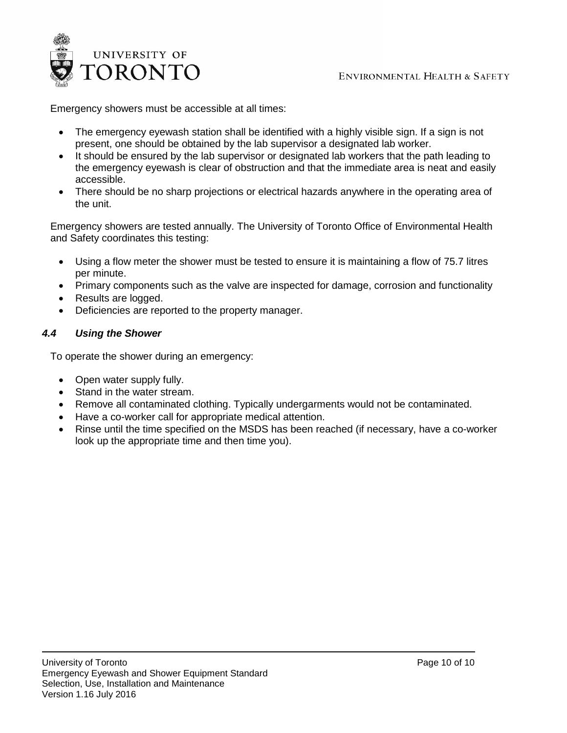Emergency showers must be accessible at all times:

- The emergency eyewash station shall be identified with a highly visible sign. If a sign is not present, one should be obtained by the lab supervisor a designated lab worker.
- It should be ensured by the lab supervisor or designated lab workers that the path leading to the emergency eyewash is clear of obstruction and that the immediate area is neat and easily accessible.
- There should be no sharp projections or electrical hazards anywhere in the operating area of the unit.

Emergency showers are tested annually. The University of Toronto Office of Environmental Health and Safety coordinates this testing:

- Using a flow meter the shower must be tested to ensure it is maintaining a flow of 75.7 litres per minute.
- Primary components such as the valve are inspected for damage, corrosion and functionality
- Results are logged.
- Deficiencies are reported to the property manager.

### *4.4 Using the Shower*

To operate the shower during an emergency:

- Open water supply fully.
- Stand in the water stream.
- Remove all contaminated clothing. Typically undergarments would not be contaminated.
- Have a co-worker call for appropriate medical attention.
- Rinse until the time specified on the MSDS has been reached (if necessary, have a co-worker look up the appropriate time and then time you).